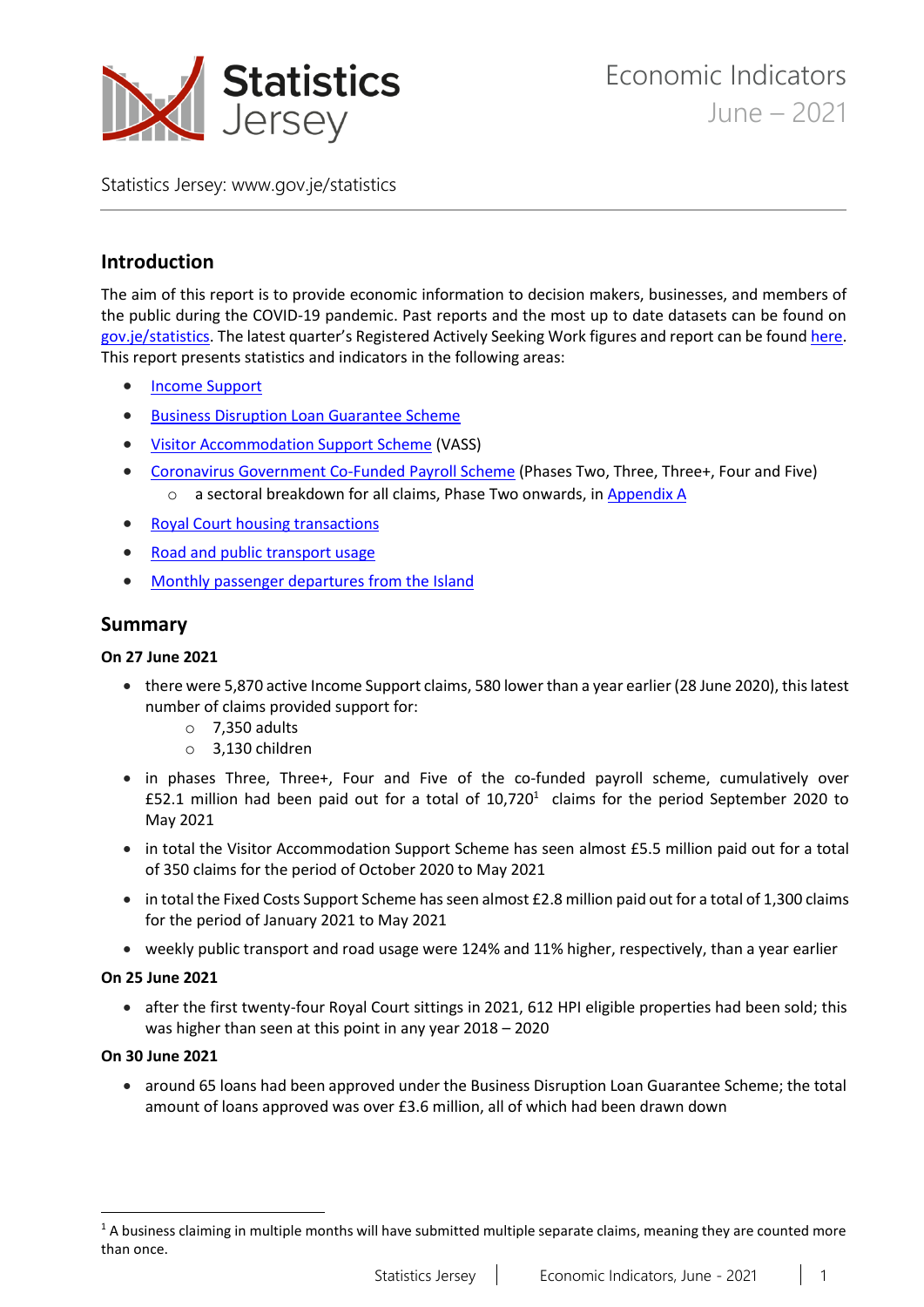# Economic Indicators
## June – 2021

Statistics Jersey: www.gov.je/statistics

## Introduction

The aim of this report is to provide economic information to decision makers, businesses, and members of the public during the COVID-19 pandemic. Past reports and the most up to date datasets can be found on gov.je/statistics. The latest quarter's Registered Actively Seeking Work figures and report can be found here. This report presents statistics and indicators in the following areas:

- Income Support
- Business Disruption Loan Guarantee Scheme
- Visitor Accommodation Support Scheme (VASS)
- Coronavirus Government Co-Funded Payroll Scheme (Phases Two, Three, Three+, Four and Five)
    - a sectoral breakdown for all claims, Phase Two onwards, in Appendix A
- Royal Court housing transactions
- Road and public transport usage
- Monthly passenger departures from the Island

## Summary

**On 27 June 2021**

- there were 5,870 active Income Support claims, 580 lower than a year earlier (28 June 2020), this latest number of claims provided support for:
    - 7,350 adults
    - 3,130 children
- in phases Three, Three+, Four and Five of the co-funded payroll scheme, cumulatively over £52.1 million had been paid out for a total of 10,720[1] claims for the period September 2020 to May 2021
- in total the Visitor Accommodation Support Scheme has seen almost £5.5 million paid out for a total of 350 claims for the period of October 2020 to May 2021
- in total the Fixed Costs Support Scheme has seen almost £2.8 million paid out for a total of 1,300 claims for the period of January 2021 to May 2021
- weekly public transport and road usage were 124% and 11% higher, respectively, than a year earlier

**On 25 June 2021**

- after the first twenty-four Royal Court sittings in 2021, 612 HPI eligible properties had been sold; this was higher than seen at this point in any year 2018 – 2020

**On 30 June 2021**

- around 65 loans had been approved under the Business Disruption Loan Guarantee Scheme; the total amount of loans approved was over £3.6 million, all of which had been drawn down

[1] A business claiming in multiple months will have submitted multiple separate claims, meaning they are counted more than once.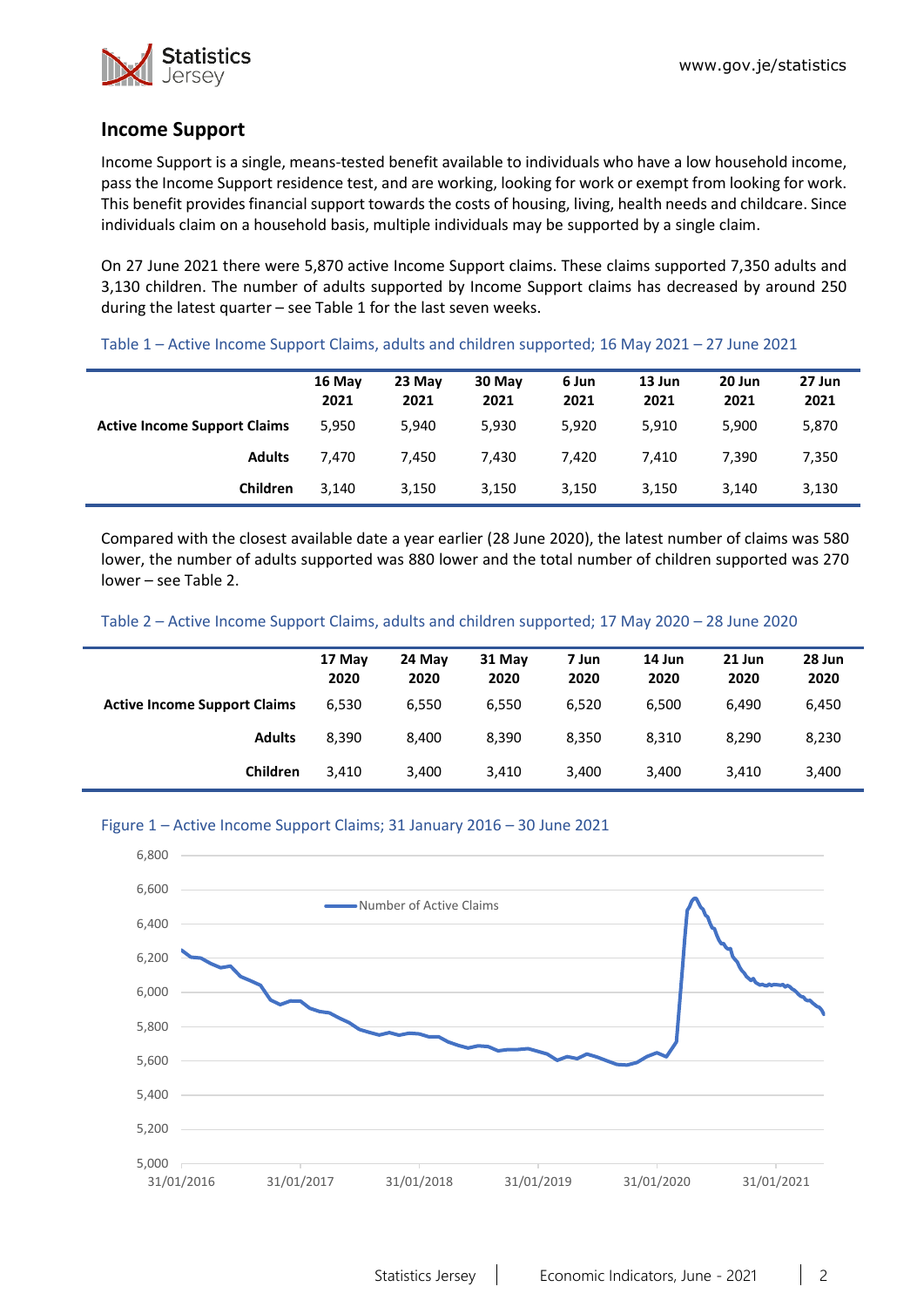## Income Support

Income Support is a single, means-tested benefit available to individuals who have a low household income, pass the Income Support residence test, and are working, looking for work or exempt from looking for work. This benefit provides financial support towards the costs of housing, living, health needs and childcare. Since individuals claim on a household basis, multiple individuals may be supported by a single claim.

On 27 June 2021 there were 5,870 active Income Support claims. These claims supported 7,350 adults and 3,130 children. The number of adults supported by Income Support claims has decreased by around 250 during the latest quarter – see Table 1 for the last seven weeks.

Table 1 – Active Income Support Claims, adults and children supported; 16 May 2021 – 27 June 2021

| | 16 May 2021 | 23 May 2021 | 30 May 2021 | 6 Jun 2021 | 13 Jun 2021 | 20 Jun 2021 | 27 Jun 2021 |
|---|---|---|---|---|---|---|---|
| **Active Income Support Claims** | 5,950 | 5,940 | 5,930 | 5,920 | 5,910 | 5,900 | 5,870 |
| **Adults** | 7,470 | 7,450 | 7,430 | 7,420 | 7,410 | 7,390 | 7,350 |
| **Children** | 3,140 | 3,150 | 3,150 | 3,150 | 3,150 | 3,140 | 3,130 |

Compared with the closest available date a year earlier (28 June 2020), the latest number of claims was 580 lower, the number of adults supported was 880 lower and the total number of children supported was 270 lower – see Table 2.

Table 2 – Active Income Support Claims, adults and children supported; 17 May 2020 – 28 June 2020

| | 17 May 2020 | 24 May 2020 | 31 May 2020 | 7 Jun 2020 | 14 Jun 2020 | 21 Jun 2020 | 28 Jun 2020 |
|---|---|---|---|---|---|---|---|
| **Active Income Support Claims** | 6,530 | 6,550 | 6,550 | 6,520 | 6,500 | 6,490 | 6,450 |
| **Adults** | 8,390 | 8,400 | 8,390 | 8,350 | 8,310 | 8,290 | 8,230 |
| **Children** | 3,410 | 3,400 | 3,410 | 3,400 | 3,400 | 3,410 | 3,400 |

Figure 1 – Active Income Support Claims; 31 January 2016 – 30 June 2021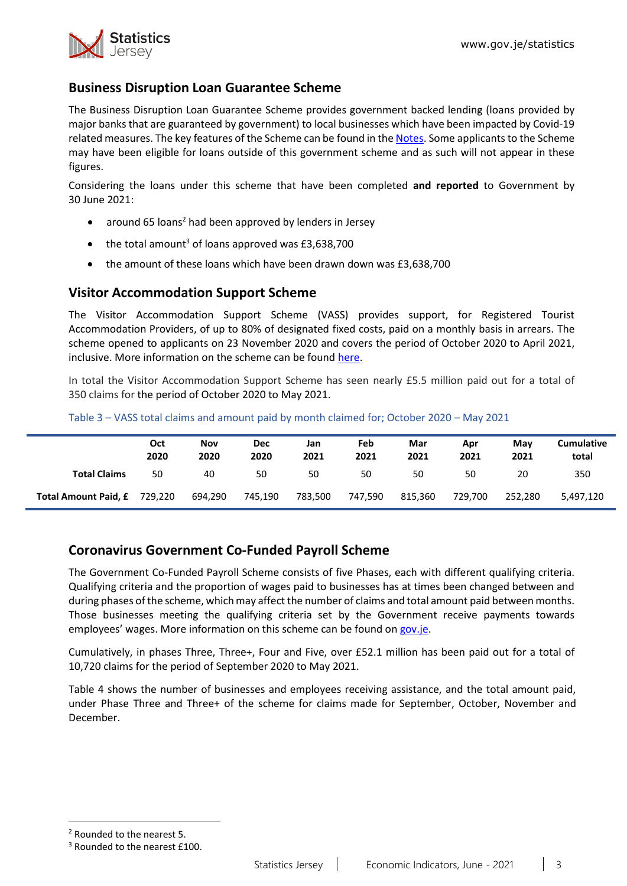## Business Disruption Loan Guarantee Scheme

The Business Disruption Loan Guarantee Scheme provides government backed lending (loans provided by major banks that are guaranteed by government) to local businesses which have been impacted by Covid-19 related measures. The key features of the Scheme can be found in the Notes. Some applicants to the Scheme may have been eligible for loans outside of this government scheme and as such will not appear in these figures.

Considering the loans under this scheme that have been completed **and reported** to Government by 30 June 2021:

- around 65 loans[2] had been approved by lenders in Jersey
- the total amount[3] of loans approved was £3,638,700
- the amount of these loans which have been drawn down was £3,638,700

## Visitor Accommodation Support Scheme

The Visitor Accommodation Support Scheme (VASS) provides support, for Registered Tourist Accommodation Providers, of up to 80% of designated fixed costs, paid on a monthly basis in arrears. The scheme opened to applicants on 23 November 2020 and covers the period of October 2020 to April 2021, inclusive. More information on the scheme can be found here.

In total the Visitor Accommodation Support Scheme has seen nearly £5.5 million paid out for a total of 350 claims for the period of October 2020 to May 2021.

Table 3 – VASS total claims and amount paid by month claimed for; October 2020 – May 2021

| | Oct 2020 | Nov 2020 | Dec 2020 | Jan 2021 | Feb 2021 | Mar 2021 | Apr 2021 | May 2021 | Cumulative total |
|---|---|---|---|---|---|---|---|---|---|
| **Total Claims** | 50 | 40 | 50 | 50 | 50 | 50 | 50 | 20 | 350 |
| **Total Amount Paid, £** | 729,220 | 694,290 | 745,190 | 783,500 | 747,590 | 815,360 | 729,700 | 252,280 | 5,497,120 |

## Coronavirus Government Co-Funded Payroll Scheme

The Government Co-Funded Payroll Scheme consists of five Phases, each with different qualifying criteria. Qualifying criteria and the proportion of wages paid to businesses has at times been changed between and during phases of the scheme, which may affect the number of claims and total amount paid between months. Those businesses meeting the qualifying criteria set by the Government receive payments towards employees' wages. More information on this scheme can be found on gov.je.

Cumulatively, in phases Three, Three+, Four and Five, over £52.1 million has been paid out for a total of 10,720 claims for the period of September 2020 to May 2021.

Table 4 shows the number of businesses and employees receiving assistance, and the total amount paid, under Phase Three and Three+ of the scheme for claims made for September, October, November and December.

[2] Rounded to the nearest 5.

[3] Rounded to the nearest £100.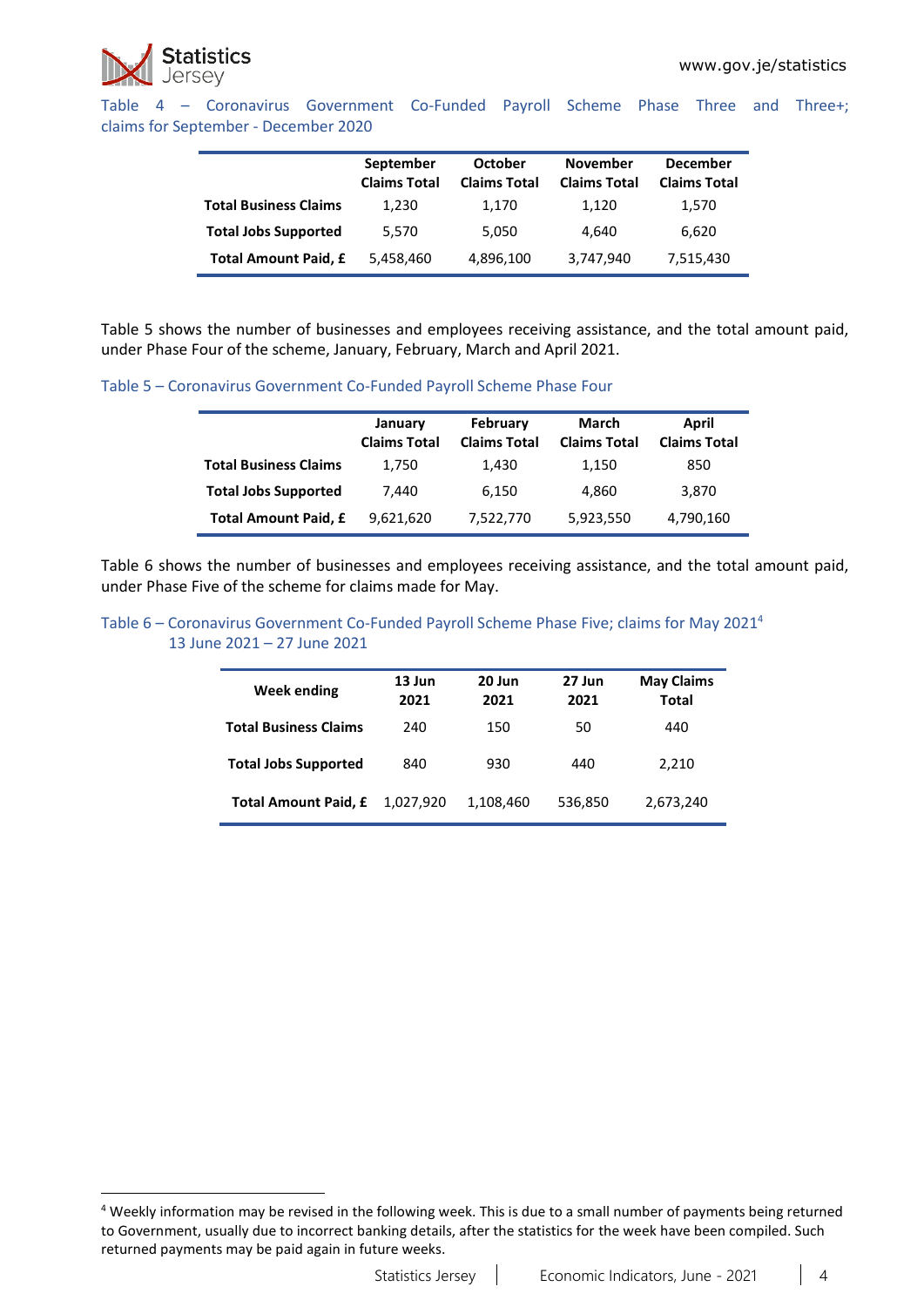Table 4 – Coronavirus Government Co-Funded Payroll Scheme Phase Three and Three+; claims for September - December 2020

| | September Claims Total | October Claims Total | November Claims Total | December Claims Total |
|---|---|---|---|---|
| **Total Business Claims** | 1,230 | 1,170 | 1,120 | 1,570 |
| **Total Jobs Supported** | 5,570 | 5,050 | 4,640 | 6,620 |
| **Total Amount Paid, £** | 5,458,460 | 4,896,100 | 3,747,940 | 7,515,430 |

Table 5 shows the number of businesses and employees receiving assistance, and the total amount paid, under Phase Four of the scheme, January, February, March and April 2021.

Table 5 – Coronavirus Government Co-Funded Payroll Scheme Phase Four

| | January Claims Total | February Claims Total | March Claims Total | April Claims Total |
|---|---|---|---|---|
| **Total Business Claims** | 1,750 | 1,430 | 1,150 | 850 |
| **Total Jobs Supported** | 7,440 | 6,150 | 4,860 | 3,870 |
| **Total Amount Paid, £** | 9,621,620 | 7,522,770 | 5,923,550 | 4,790,160 |

Table 6 shows the number of businesses and employees receiving assistance, and the total amount paid, under Phase Five of the scheme for claims made for May.

Table 6 – Coronavirus Government Co-Funded Payroll Scheme Phase Five; claims for May 2021[4]
13 June 2021 – 27 June 2021

| Week ending | 13 Jun 2021 | 20 Jun 2021 | 27 Jun 2021 | May Claims Total |
|---|---|---|---|---|
| **Total Business Claims** | 240 | 150 | 50 | 440 |
| **Total Jobs Supported** | 840 | 930 | 440 | 2,210 |
| **Total Amount Paid, £** | 1,027,920 | 1,108,460 | 536,850 | 2,673,240 |

[4] Weekly information may be revised in the following week. This is due to a small number of payments being returned to Government, usually due to incorrect banking details, after the statistics for the week have been compiled. Such returned payments may be paid again in future weeks.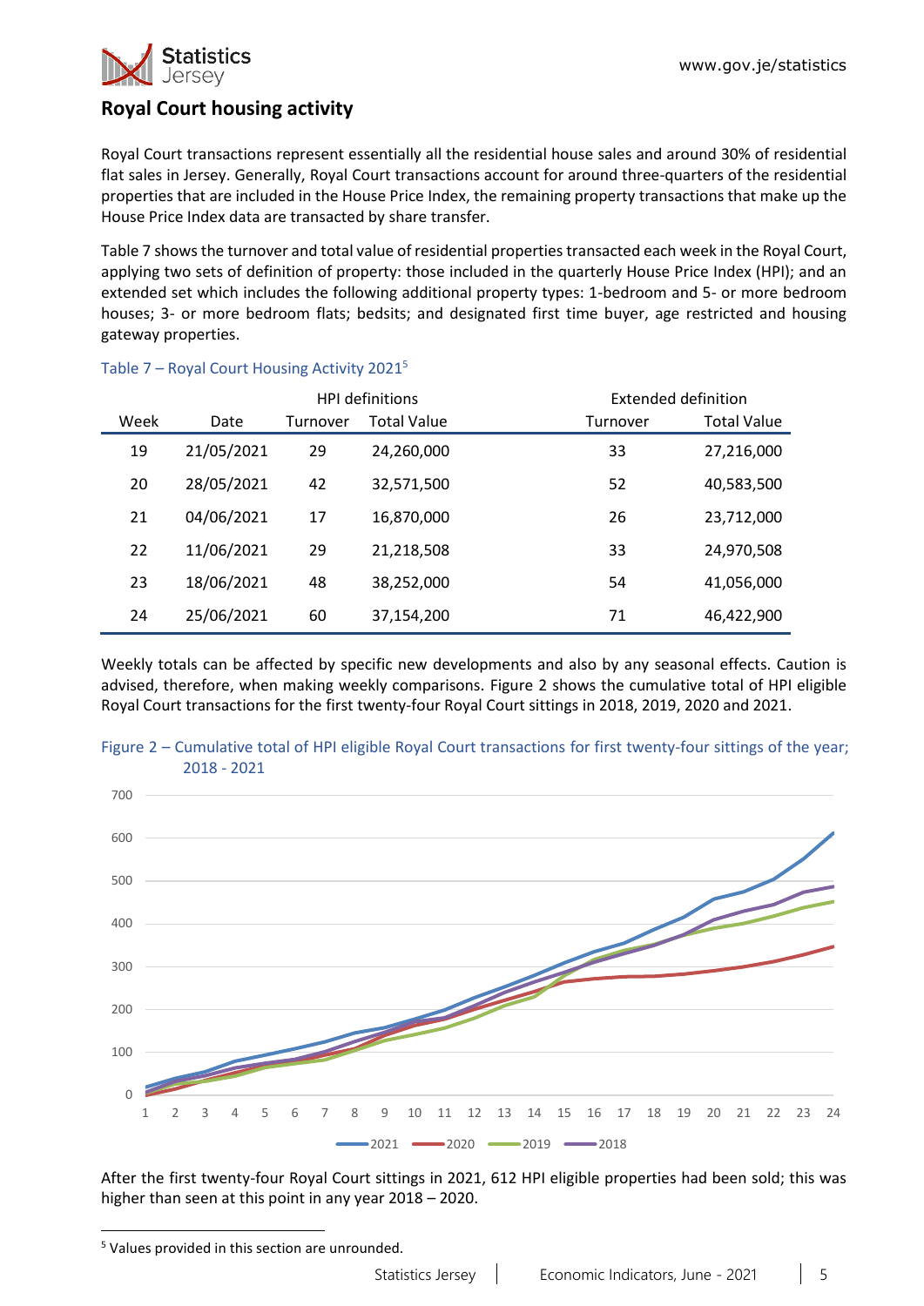## Royal Court housing activity

Royal Court transactions represent essentially all the residential house sales and around 30% of residential flat sales in Jersey. Generally, Royal Court transactions account for around three-quarters of the residential properties that are included in the House Price Index, the remaining property transactions that make up the House Price Index data are transacted by share transfer.

Table 7 shows the turnover and total value of residential properties transacted each week in the Royal Court, applying two sets of definition of property: those included in the quarterly House Price Index (HPI); and an extended set which includes the following additional property types: 1-bedroom and 5- or more bedroom houses; 3- or more bedroom flats; bedsits; and designated first time buyer, age restricted and housing gateway properties.

Table 7 – Royal Court Housing Activity 2021[5]

| | | HPI definitions | | Extended definition | |
|---|---|---|---|---|---|
| Week | Date | Turnover | Total Value | Turnover | Total Value |
| 19 | 21/05/2021 | 29 | 24,260,000 | 33 | 27,216,000 |
| 20 | 28/05/2021 | 42 | 32,571,500 | 52 | 40,583,500 |
| 21 | 04/06/2021 | 17 | 16,870,000 | 26 | 23,712,000 |
| 22 | 11/06/2021 | 29 | 21,218,508 | 33 | 24,970,508 |
| 23 | 18/06/2021 | 48 | 38,252,000 | 54 | 41,056,000 |
| 24 | 25/06/2021 | 60 | 37,154,200 | 71 | 46,422,900 |

Weekly totals can be affected by specific new developments and also by any seasonal effects. Caution is advised, therefore, when making weekly comparisons. Figure 2 shows the cumulative total of HPI eligible Royal Court transactions for the first twenty-four Royal Court sittings in 2018, 2019, 2020 and 2021.

Figure 2 – Cumulative total of HPI eligible Royal Court transactions for first twenty-four sittings of the year; 2018 - 2021

After the first twenty-four Royal Court sittings in 2021, 612 HPI eligible properties had been sold; this was higher than seen at this point in any year 2018 – 2020.

[5] Values provided in this section are unrounded.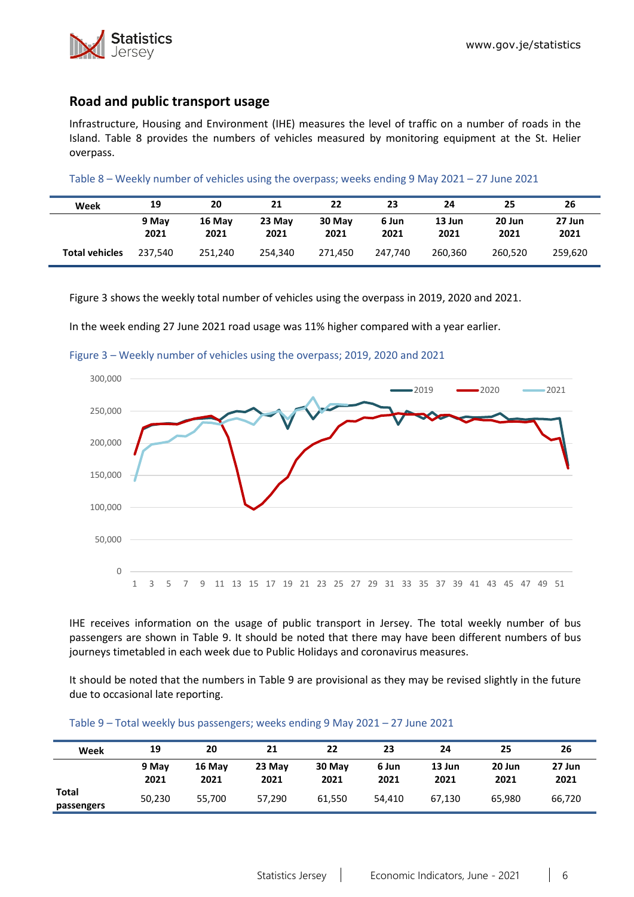## Road and public transport usage

Infrastructure, Housing and Environment (IHE) measures the level of traffic on a number of roads in the Island. Table 8 provides the numbers of vehicles measured by monitoring equipment at the St. Helier overpass.

Table 8 – Weekly number of vehicles using the overpass; weeks ending 9 May 2021 – 27 June 2021

| Week | 19 | 20 | 21 | 22 | 23 | 24 | 25 | 26 |
|---|---|---|---|---|---|---|---|---|
| | 9 May 2021 | 16 May 2021 | 23 May 2021 | 30 May 2021 | 6 Jun 2021 | 13 Jun 2021 | 20 Jun 2021 | 27 Jun 2021 |
| Total vehicles | 237,540 | 251,240 | 254,340 | 271,450 | 247,740 | 260,360 | 260,520 | 259,620 |

Figure 3 shows the weekly total number of vehicles using the overpass in 2019, 2020 and 2021.

In the week ending 27 June 2021 road usage was 11% higher compared with a year earlier.

Figure 3 – Weekly number of vehicles using the overpass; 2019, 2020 and 2021

IHE receives information on the usage of public transport in Jersey. The total weekly number of bus passengers are shown in Table 9. It should be noted that there may have been different numbers of bus journeys timetabled in each week due to Public Holidays and coronavirus measures.

It should be noted that the numbers in Table 9 are provisional as they may be revised slightly in the future due to occasional late reporting.

Table 9 – Total weekly bus passengers; weeks ending 9 May 2021 – 27 June 2021

| Week | 19 | 20 | 21 | 22 | 23 | 24 | 25 | 26 |
|---|---|---|---|---|---|---|---|---|
| | 9 May 2021 | 16 May 2021 | 23 May 2021 | 30 May 2021 | 6 Jun 2021 | 13 Jun 2021 | 20 Jun 2021 | 27 Jun 2021 |
| Total passengers | 50,230 | 55,700 | 57,290 | 61,550 | 54,410 | 67,130 | 65,980 | 66,720 |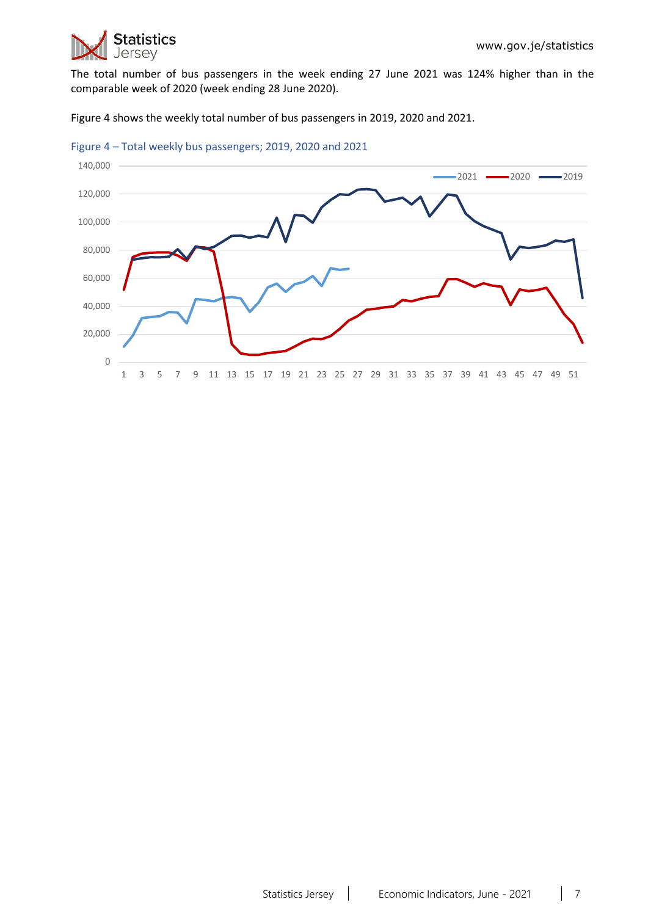The total number of bus passengers in the week ending 27 June 2021 was 124% higher than in the comparable week of 2020 (week ending 28 June 2020).

Figure 4 shows the weekly total number of bus passengers in 2019, 2020 and 2021.

Figure 4 – Total weekly bus passengers; 2019, 2020 and 2021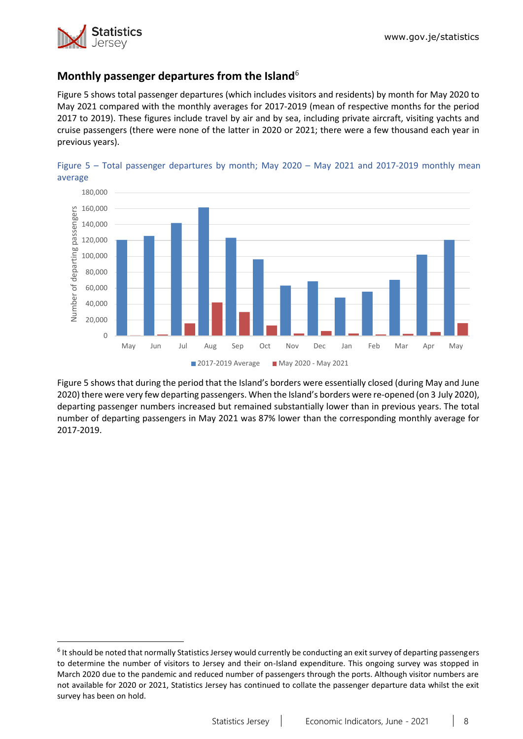## Monthly passenger departures from the Island[6]

Figure 5 shows total passenger departures (which includes visitors and residents) by month for May 2020 to May 2021 compared with the monthly averages for 2017-2019 (mean of respective months for the period 2017 to 2019). These figures include travel by air and by sea, including private aircraft, visiting yachts and cruise passengers (there were none of the latter in 2020 or 2021; there were a few thousand each year in previous years).

Figure 5 – Total passenger departures by month; May 2020 – May 2021 and 2017-2019 monthly mean average

Figure 5 shows that during the period that the Island's borders were essentially closed (during May and June 2020) there were very few departing passengers. When the Island's borders were re-opened (on 3 July 2020), departing passenger numbers increased but remained substantially lower than in previous years. The total number of departing passengers in May 2021 was 87% lower than the corresponding monthly average for 2017-2019.

---

[6] It should be noted that normally Statistics Jersey would currently be conducting an exit survey of departing passengers to determine the number of visitors to Jersey and their on-Island expenditure. This ongoing survey was stopped in March 2020 due to the pandemic and reduced number of passengers through the ports. Although visitor numbers are not available for 2020 or 2021, Statistics Jersey has continued to collate the passenger departure data whilst the exit survey has been on hold.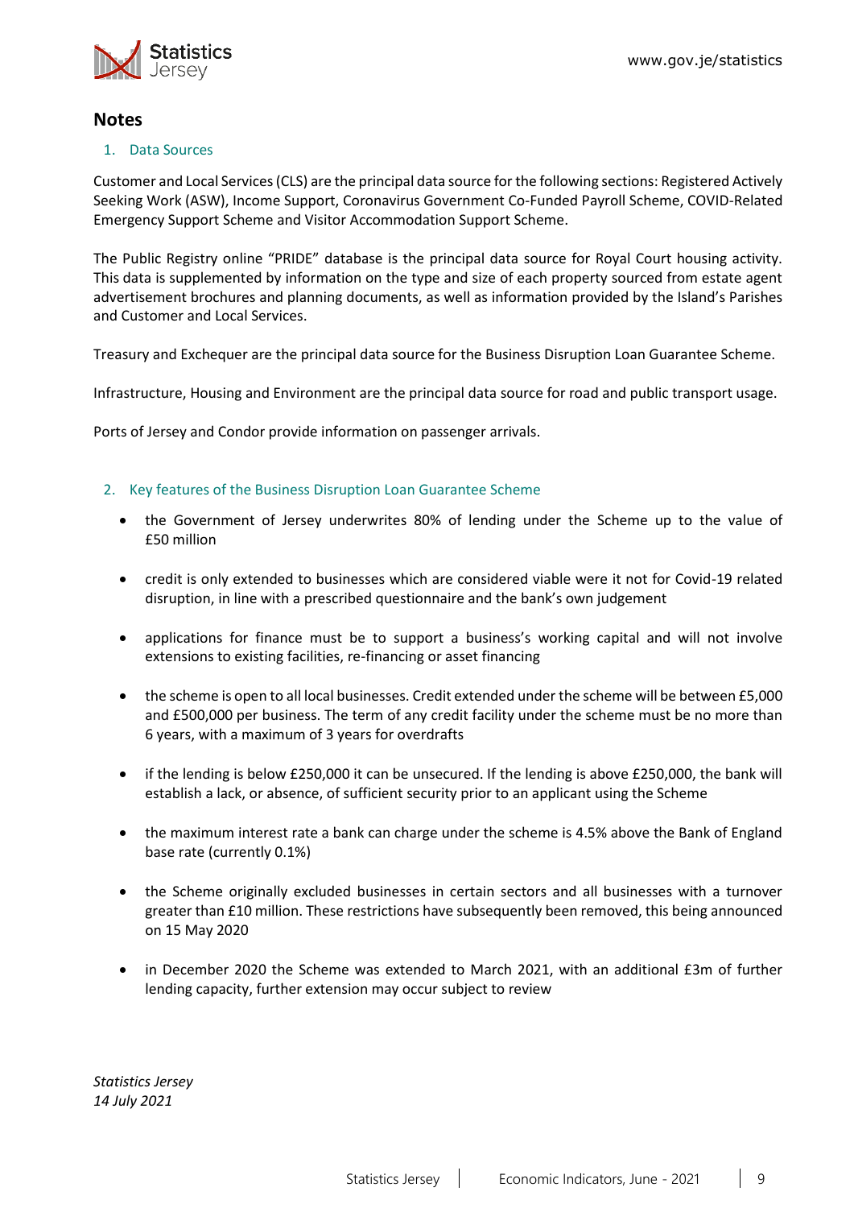## Notes

1. Data Sources

Customer and Local Services (CLS) are the principal data source for the following sections: Registered Actively Seeking Work (ASW), Income Support, Coronavirus Government Co-Funded Payroll Scheme, COVID-Related Emergency Support Scheme and Visitor Accommodation Support Scheme.

The Public Registry online "PRIDE" database is the principal data source for Royal Court housing activity. This data is supplemented by information on the type and size of each property sourced from estate agent advertisement brochures and planning documents, as well as information provided by the Island's Parishes and Customer and Local Services.

Treasury and Exchequer are the principal data source for the Business Disruption Loan Guarantee Scheme.

Infrastructure, Housing and Environment are the principal data source for road and public transport usage.

Ports of Jersey and Condor provide information on passenger arrivals.

2. Key features of the Business Disruption Loan Guarantee Scheme

- the Government of Jersey underwrites 80% of lending under the Scheme up to the value of £50 million
- credit is only extended to businesses which are considered viable were it not for Covid-19 related disruption, in line with a prescribed questionnaire and the bank's own judgement
- applications for finance must be to support a business's working capital and will not involve extensions to existing facilities, re-financing or asset financing
- the scheme is open to all local businesses. Credit extended under the scheme will be between £5,000 and £500,000 per business. The term of any credit facility under the scheme must be no more than 6 years, with a maximum of 3 years for overdrafts
- if the lending is below £250,000 it can be unsecured. If the lending is above £250,000, the bank will establish a lack, or absence, of sufficient security prior to an applicant using the Scheme
- the maximum interest rate a bank can charge under the scheme is 4.5% above the Bank of England base rate (currently 0.1%)
- the Scheme originally excluded businesses in certain sectors and all businesses with a turnover greater than £10 million. These restrictions have subsequently been removed, this being announced on 15 May 2020
- in December 2020 the Scheme was extended to March 2021, with an additional £3m of further lending capacity, further extension may occur subject to review

*Statistics Jersey*
*14 July 2021*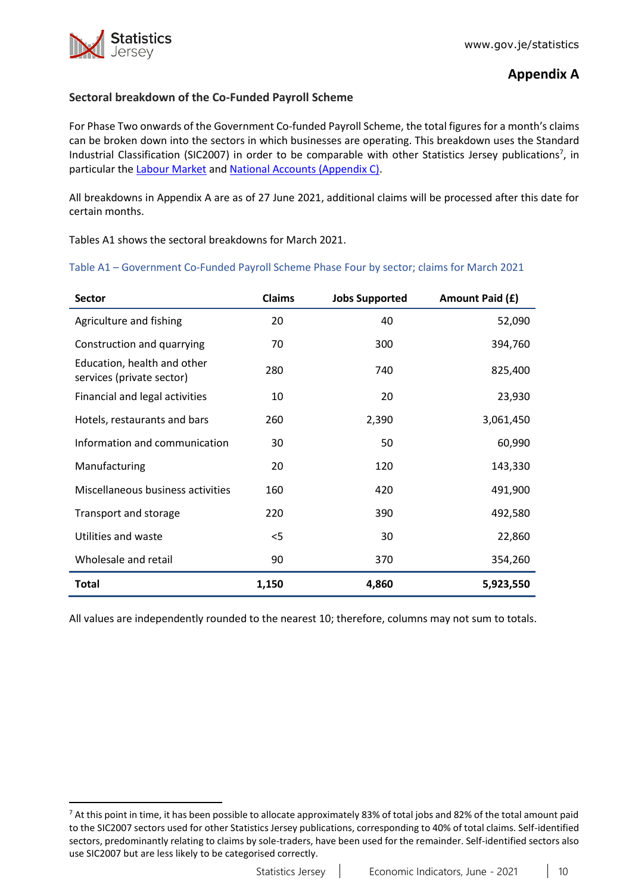## Appendix A

### Sectoral breakdown of the Co-Funded Payroll Scheme

For Phase Two onwards of the Government Co-funded Payroll Scheme, the total figures for a month's claims can be broken down into the sectors in which businesses are operating. This breakdown uses the Standard Industrial Classification (SIC2007) in order to be comparable with other Statistics Jersey publications[7], in particular the [Labour Market](#) and [National Accounts (Appendix C)](#).

All breakdowns in Appendix A are as of 27 June 2021, additional claims will be processed after this date for certain months.

Tables A1 shows the sectoral breakdowns for March 2021.

Table A1 – Government Co-Funded Payroll Scheme Phase Four by sector; claims for March 2021

| Sector | Claims | Jobs Supported | Amount Paid (£) |
|---|---|---|---|
| Agriculture and fishing | 20 | 40 | 52,090 |
| Construction and quarrying | 70 | 300 | 394,760 |
| Education, health and other services (private sector) | 280 | 740 | 825,400 |
| Financial and legal activities | 10 | 20 | 23,930 |
| Hotels, restaurants and bars | 260 | 2,390 | 3,061,450 |
| Information and communication | 30 | 50 | 60,990 |
| Manufacturing | 20 | 120 | 143,330 |
| Miscellaneous business activities | 160 | 420 | 491,900 |
| Transport and storage | 220 | 390 | 492,580 |
| Utilities and waste | <5 | 30 | 22,860 |
| Wholesale and retail | 90 | 370 | 354,260 |
| **Total** | **1,150** | **4,860** | **5,923,550** |

All values are independently rounded to the nearest 10; therefore, columns may not sum to totals.

[7] At this point in time, it has been possible to allocate approximately 83% of total jobs and 82% of the total amount paid to the SIC2007 sectors used for other Statistics Jersey publications, corresponding to 40% of total claims. Self-identified sectors, predominantly relating to claims by sole-traders, have been used for the remainder. Self-identified sectors also use SIC2007 but are less likely to be categorised correctly.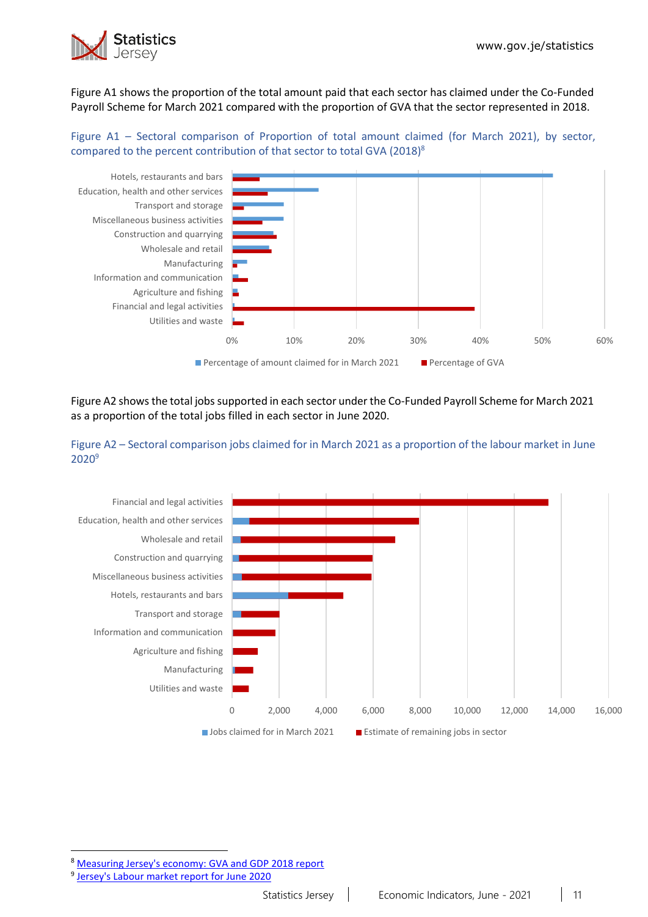Figure A1 shows the proportion of the total amount paid that each sector has claimed under the Co-Funded Payroll Scheme for March 2021 compared with the proportion of GVA that the sector represented in 2018.

Figure A1 – Sectoral comparison of Proportion of total amount claimed (for March 2021), by sector, compared to the percent contribution of that sector to total GVA (2018)[8]

Figure A2 shows the total jobs supported in each sector under the Co-Funded Payroll Scheme for March 2021 as a proportion of the total jobs filled in each sector in June 2020.

Figure A2 – Sectoral comparison jobs claimed for in March 2021 as a proportion of the labour market in June 2020[9]

---

[8] Measuring Jersey's economy: GVA and GDP 2018 report

[9] Jersey's Labour market report for June 2020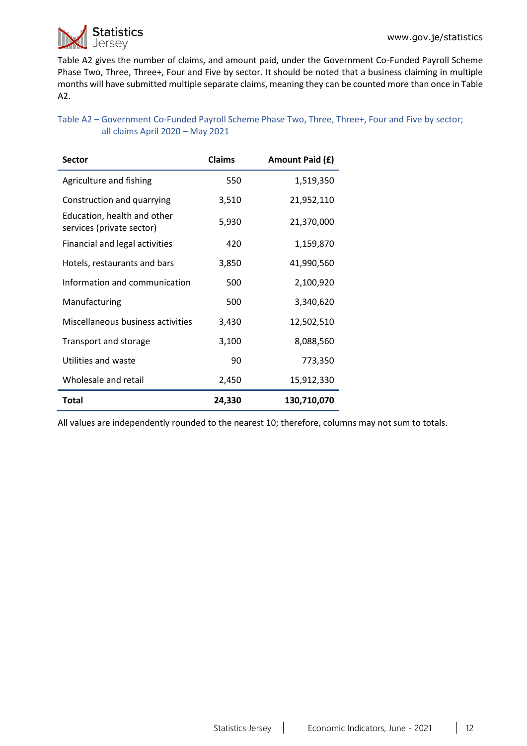Table A2 gives the number of claims, and amount paid, under the Government Co-Funded Payroll Scheme Phase Two, Three, Three+, Four and Five by sector. It should be noted that a business claiming in multiple months will have submitted multiple separate claims, meaning they can be counted more than once in Table A2.

Table A2 – Government Co-Funded Payroll Scheme Phase Two, Three, Three+, Four and Five by sector; all claims April 2020 – May 2021

| Sector | Claims | Amount Paid (£) |
|---|---|---|
| Agriculture and fishing | 550 | 1,519,350 |
| Construction and quarrying | 3,510 | 21,952,110 |
| Education, health and other services (private sector) | 5,930 | 21,370,000 |
| Financial and legal activities | 420 | 1,159,870 |
| Hotels, restaurants and bars | 3,850 | 41,990,560 |
| Information and communication | 500 | 2,100,920 |
| Manufacturing | 500 | 3,340,620 |
| Miscellaneous business activities | 3,430 | 12,502,510 |
| Transport and storage | 3,100 | 8,088,560 |
| Utilities and waste | 90 | 773,350 |
| Wholesale and retail | 2,450 | 15,912,330 |
| **Total** | **24,330** | **130,710,070** |

All values are independently rounded to the nearest 10; therefore, columns may not sum to totals.